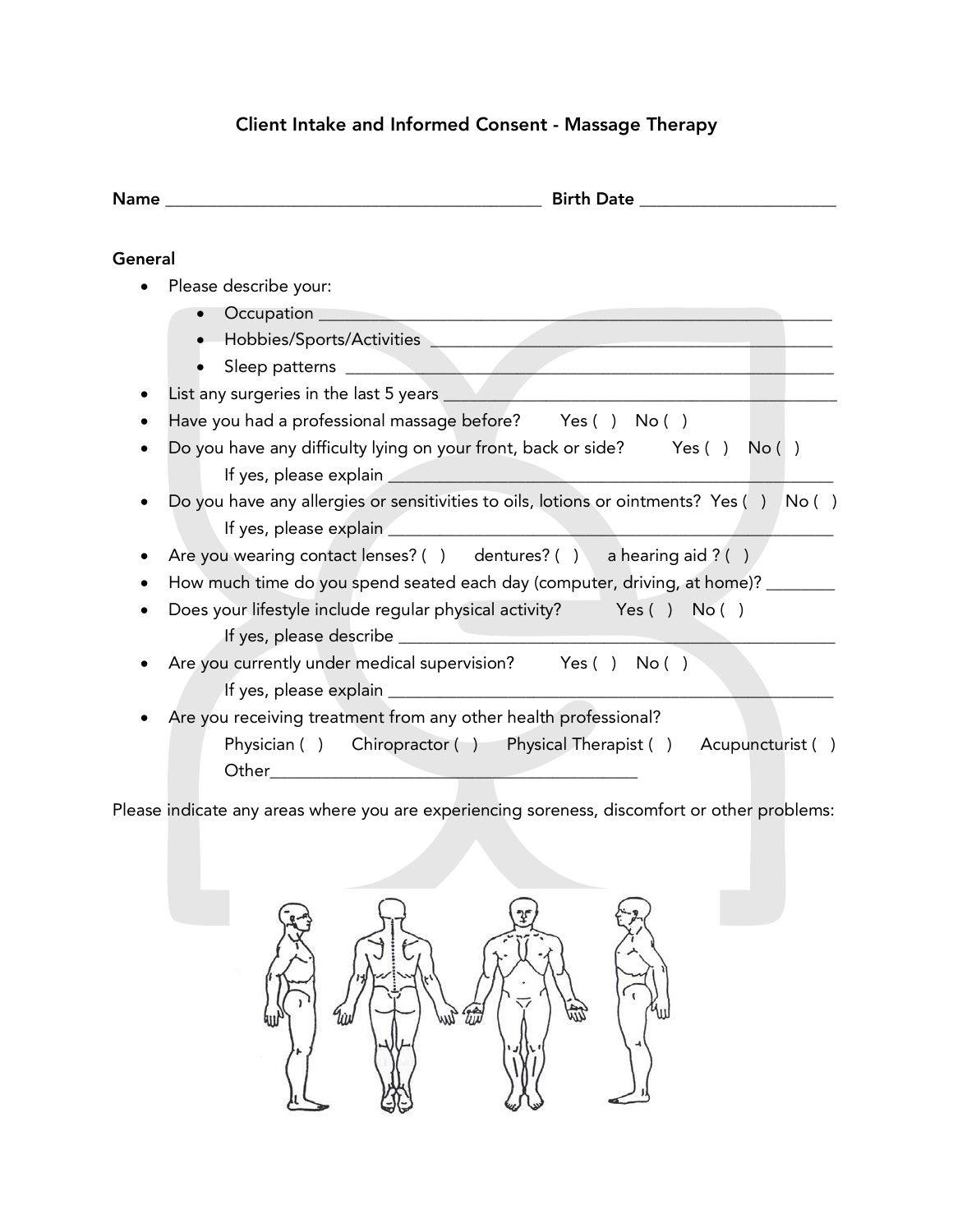# Client Intake and Informed Consent - Massage Therapy

**Name** ________________________________________ **Birth Date** ____________________

## General

- Please describe your:
  - Occupation ______________________________________________________
  - Hobbies/Sports/Activities ____________________________________________
  - Sleep patterns ___________________________________________________
- List any surgeries in the last 5 years ________________________________________
- Have you had a professional massage before? Yes ( ) No ( )
- Do you have any difficulty lying on your front, back or side? Yes ( ) No ( )
  - If yes, please explain _____________________________________________
- Do you have any allergies or sensitivities to oils, lotions or ointments? Yes ( ) No ( )
  - If yes, please explain _____________________________________________
- Are you wearing contact lenses? ( ) dentures? ( ) a hearing aid ? ( )
- How much time do you spend seated each day (computer, driving, at home)? _______
- Does your lifestyle include regular physical activity? Yes ( ) No ( )
  - If yes, please describe ____________________________________________
- Are you currently under medical supervision? Yes ( ) No ( )
  - If yes, please explain _____________________________________________
- Are you receiving treatment from any other health professional?
  - Physician ( ) Chiropractor ( ) Physical Therapist ( ) Acupuncturist ( )
  - Other_______________________________________

Please indicate any areas where you are experiencing soreness, discomfort or other problems: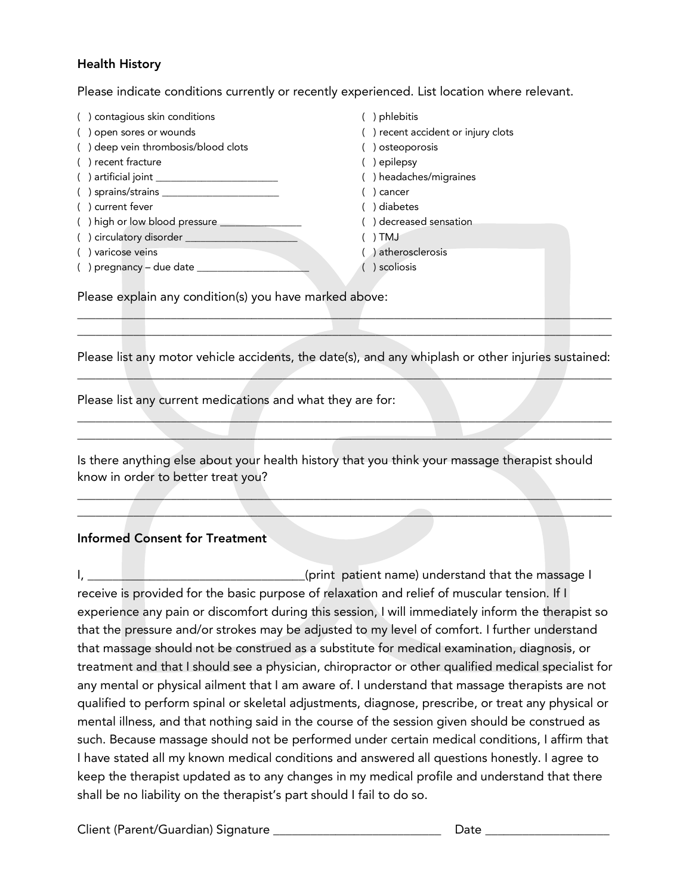**Health History**

Please indicate conditions currently or recently experienced. List location where relevant.

( ) contagious skin conditions
( ) open sores or wounds
( ) deep vein thrombosis/blood clots
( ) recent fracture
( ) artificial joint _______________________
( ) sprains/strains ______________________
( ) current fever
( ) high or low blood pressure _______________
( ) circulatory disorder _____________________
( ) varicose veins
( ) pregnancy – due date _____________________

( ) phlebitis
( ) recent accident or injury clots
( ) osteoporosis
( ) epilepsy
( ) headaches/migraines
( ) cancer
( ) diabetes
( ) decreased sensation
( ) TMJ
( ) atherosclerosis
( ) scoliosis

Please explain any condition(s) you have marked above:

_____________________________________________________________________________________

_____________________________________________________________________________________

Please list any motor vehicle accidents, the date(s), and any whiplash or other injuries sustained:

_____________________________________________________________________________________

Please list any current medications and what they are for:

_____________________________________________________________________________________

_____________________________________________________________________________________

Is there anything else about your health history that you think your massage therapist should know in order to better treat you?

_____________________________________________________________________________________

_____________________________________________________________________________________

**Informed Consent for Treatment**

I, _________________________________(print patient name) understand that the massage I receive is provided for the basic purpose of relaxation and relief of muscular tension. If I experience any pain or discomfort during this session, I will immediately inform the therapist so that the pressure and/or strokes may be adjusted to my level of comfort. I further understand that massage should not be construed as a substitute for medical examination, diagnosis, or treatment and that I should see a physician, chiropractor or other qualified medical specialist for any mental or physical ailment that I am aware of. I understand that massage therapists are not qualified to perform spinal or skeletal adjustments, diagnose, prescribe, or treat any physical or mental illness, and that nothing said in the course of the session given should be construed as such. Because massage should not be performed under certain medical conditions, I affirm that I have stated all my known medical conditions and answered all questions honestly. I agree to keep the therapist updated as to any changes in my medical profile and understand that there shall be no liability on the therapist's part should I fail to do so.

Client (Parent/Guardian) Signature __________________________ Date ___________________